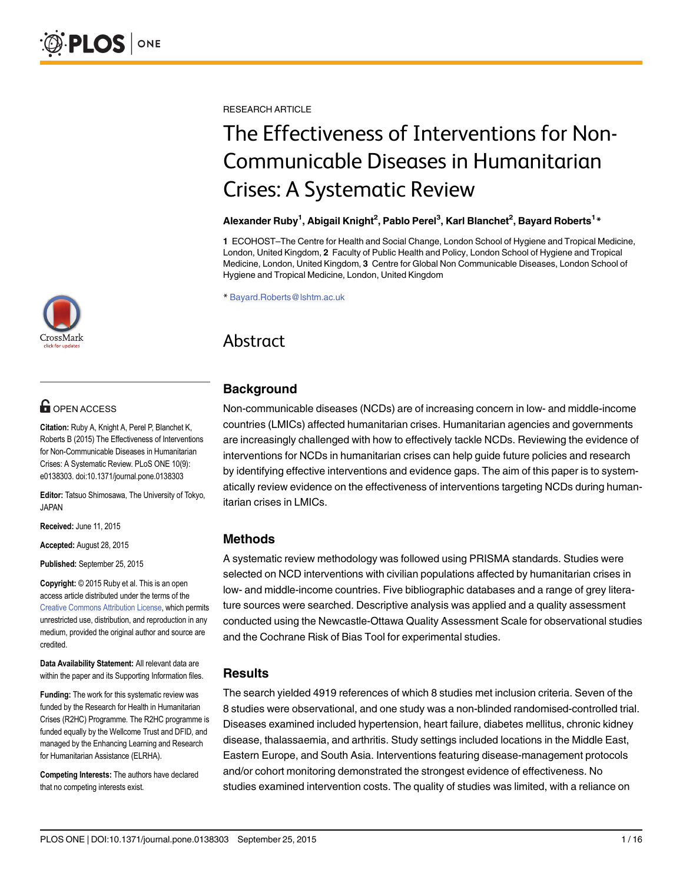RESEARCH ARTICLE

# The Effectiveness of Interventions for Non-Communicable Diseases in Humanitarian Crises: A Systematic Review

**Alexander Ruby[1], Abigail Knight[2], Pablo Perel[3], Karl Blanchet[2], Bayard Roberts[1]***

**1** ECOHOST–The Centre for Health and Social Change, London School of Hygiene and Tropical Medicine, London, United Kingdom, **2** Faculty of Public Health and Policy, London School of Hygiene and Tropical Medicine, London, United Kingdom, **3** Centre for Global Non Communicable Diseases, London School of Hygiene and Tropical Medicine, London, United Kingdom

* Bayard.Roberts@lshtm.ac.uk

OPEN ACCESS

**Citation:** Ruby A, Knight A, Perel P, Blanchet K, Roberts B (2015) The Effectiveness of Interventions for Non-Communicable Diseases in Humanitarian Crises: A Systematic Review. PLoS ONE 10(9): e0138303. doi:10.1371/journal.pone.0138303

**Editor:** Tatsuo Shimosawa, The University of Tokyo, JAPAN

**Received:** June 11, 2015

**Accepted:** August 28, 2015

**Published:** September 25, 2015

**Copyright:** © 2015 Ruby et al. This is an open access article distributed under the terms of the Creative Commons Attribution License, which permits unrestricted use, distribution, and reproduction in any medium, provided the original author and source are credited.

**Data Availability Statement:** All relevant data are within the paper and its Supporting Information files.

**Funding:** The work for this systematic review was funded by the Research for Health in Humanitarian Crises (R2HC) Programme. The R2HC programme is funded equally by the Wellcome Trust and DFID, and managed by the Enhancing Learning and Research for Humanitarian Assistance (ELRHA).

**Competing Interests:** The authors have declared that no competing interests exist.

## Abstract

### Background

Non-communicable diseases (NCDs) are of increasing concern in low- and middle-income countries (LMICs) affected humanitarian crises. Humanitarian agencies and governments are increasingly challenged with how to effectively tackle NCDs. Reviewing the evidence of interventions for NCDs in humanitarian crises can help guide future policies and research by identifying effective interventions and evidence gaps. The aim of this paper is to systematically review evidence on the effectiveness of interventions targeting NCDs during humanitarian crises in LMICs.

### Methods

A systematic review methodology was followed using PRISMA standards. Studies were selected on NCD interventions with civilian populations affected by humanitarian crises in low- and middle-income countries. Five bibliographic databases and a range of grey literature sources were searched. Descriptive analysis was applied and a quality assessment conducted using the Newcastle-Ottawa Quality Assessment Scale for observational studies and the Cochrane Risk of Bias Tool for experimental studies.

### Results

The search yielded 4919 references of which 8 studies met inclusion criteria. Seven of the 8 studies were observational, and one study was a non-blinded randomised-controlled trial. Diseases examined included hypertension, heart failure, diabetes mellitus, chronic kidney disease, thalassaemia, and arthritis. Study settings included locations in the Middle East, Eastern Europe, and South Asia. Interventions featuring disease-management protocols and/or cohort monitoring demonstrated the strongest evidence of effectiveness. No studies examined intervention costs. The quality of studies was limited, with a reliance on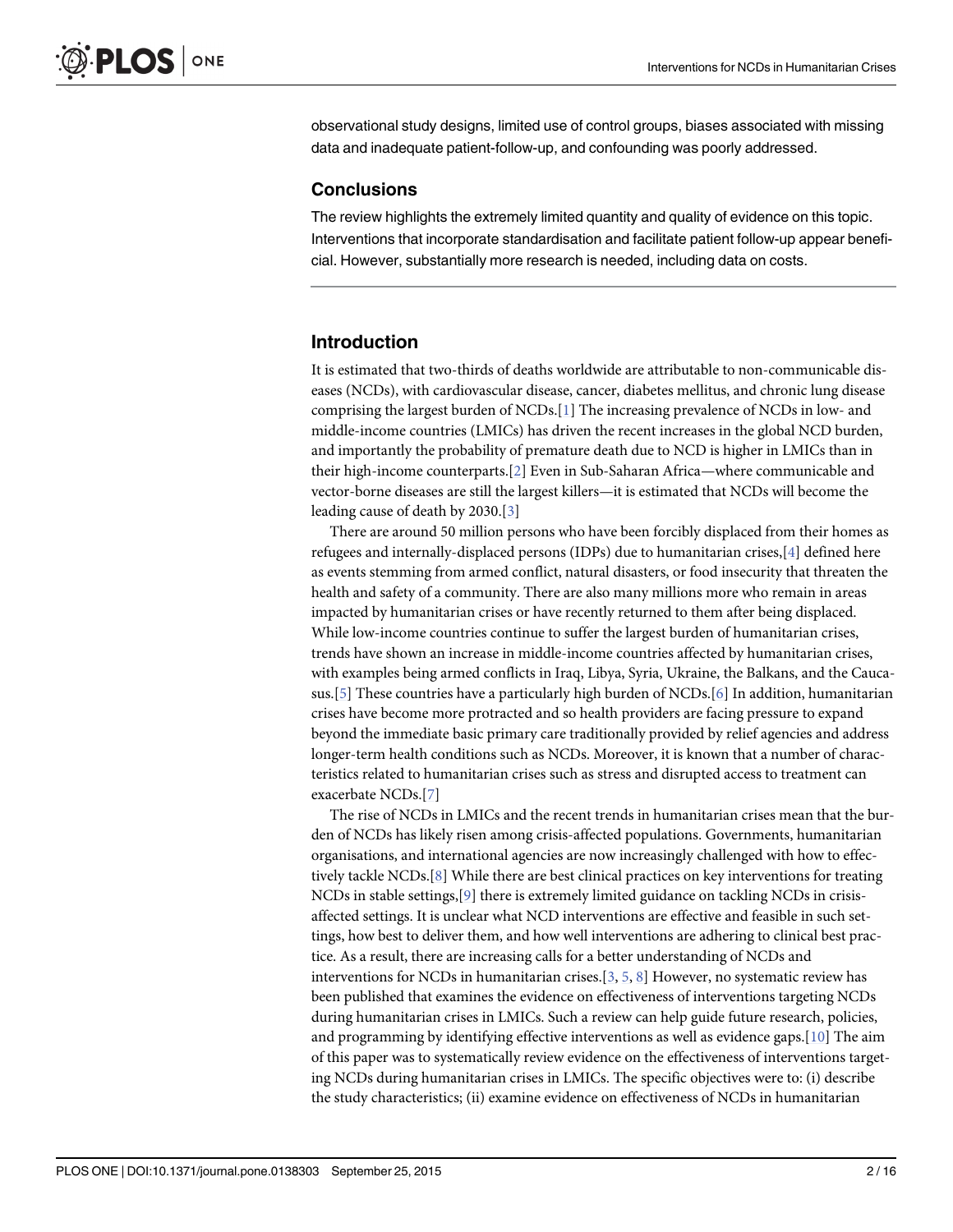observational study designs, limited use of control groups, biases associated with missing data and inadequate patient-follow-up, and confounding was poorly addressed.

### Conclusions

The review highlights the extremely limited quantity and quality of evidence on this topic. Interventions that incorporate standardisation and facilitate patient follow-up appear beneficial. However, substantially more research is needed, including data on costs.

## Introduction

It is estimated that two-thirds of deaths worldwide are attributable to non-communicable diseases (NCDs), with cardiovascular disease, cancer, diabetes mellitus, and chronic lung disease comprising the largest burden of NCDs.[1] The increasing prevalence of NCDs in low- and middle-income countries (LMICs) has driven the recent increases in the global NCD burden, and importantly the probability of premature death due to NCD is higher in LMICs than in their high-income counterparts.[2] Even in Sub-Saharan Africa—where communicable and vector-borne diseases are still the largest killers—it is estimated that NCDs will become the leading cause of death by 2030.[3]

There are around 50 million persons who have been forcibly displaced from their homes as refugees and internally-displaced persons (IDPs) due to humanitarian crises,[4] defined here as events stemming from armed conflict, natural disasters, or food insecurity that threaten the health and safety of a community. There are also many millions more who remain in areas impacted by humanitarian crises or have recently returned to them after being displaced. While low-income countries continue to suffer the largest burden of humanitarian crises, trends have shown an increase in middle-income countries affected by humanitarian crises, with examples being armed conflicts in Iraq, Libya, Syria, Ukraine, the Balkans, and the Caucasus.[5] These countries have a particularly high burden of NCDs.[6] In addition, humanitarian crises have become more protracted and so health providers are facing pressure to expand beyond the immediate basic primary care traditionally provided by relief agencies and address longer-term health conditions such as NCDs. Moreover, it is known that a number of characteristics related to humanitarian crises such as stress and disrupted access to treatment can exacerbate NCDs.[7]

The rise of NCDs in LMICs and the recent trends in humanitarian crises mean that the burden of NCDs has likely risen among crisis-affected populations. Governments, humanitarian organisations, and international agencies are now increasingly challenged with how to effectively tackle NCDs.[8] While there are best clinical practices on key interventions for treating NCDs in stable settings,[9] there is extremely limited guidance on tackling NCDs in crisis-affected settings. It is unclear what NCD interventions are effective and feasible in such settings, how best to deliver them, and how well interventions are adhering to clinical best practice. As a result, there are increasing calls for a better understanding of NCDs and interventions for NCDs in humanitarian crises.[3, 5, 8] However, no systematic review has been published that examines the evidence on effectiveness of interventions targeting NCDs during humanitarian crises in LMICs. Such a review can help guide future research, policies, and programming by identifying effective interventions as well as evidence gaps.[10] The aim of this paper was to systematically review evidence on the effectiveness of interventions targeting NCDs during humanitarian crises in LMICs. The specific objectives were to: (i) describe the study characteristics; (ii) examine evidence on effectiveness of NCDs in humanitarian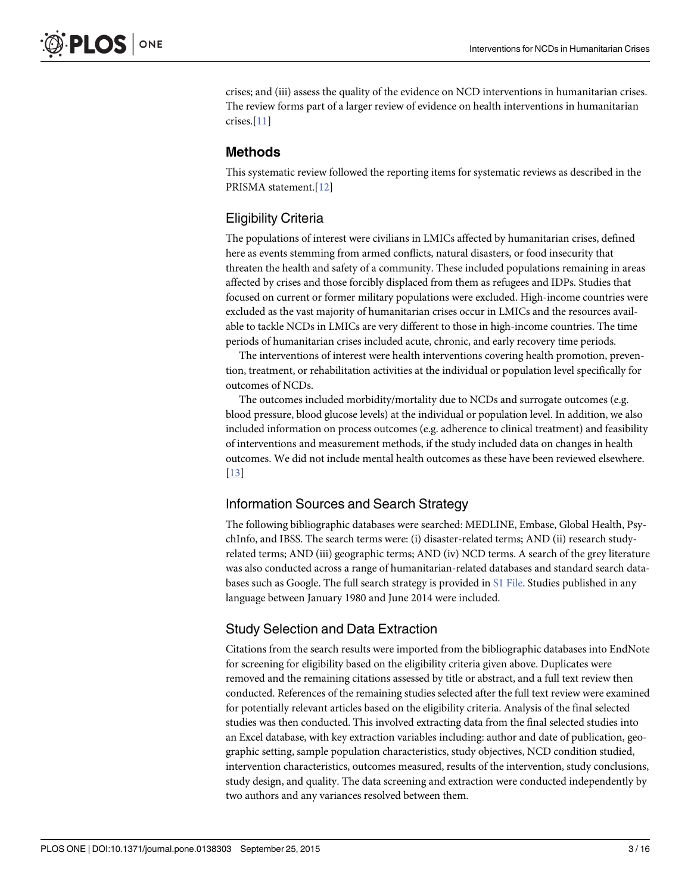crises; and (iii) assess the quality of the evidence on NCD interventions in humanitarian crises. The review forms part of a larger review of evidence on health interventions in humanitarian crises.[11]

## Methods

This systematic review followed the reporting items for systematic reviews as described in the PRISMA statement.[12]

### Eligibility Criteria

The populations of interest were civilians in LMICs affected by humanitarian crises, defined here as events stemming from armed conflicts, natural disasters, or food insecurity that threaten the health and safety of a community. These included populations remaining in areas affected by crises and those forcibly displaced from them as refugees and IDPs. Studies that focused on current or former military populations were excluded. High-income countries were excluded as the vast majority of humanitarian crises occur in LMICs and the resources available to tackle NCDs in LMICs are very different to those in high-income countries. The time periods of humanitarian crises included acute, chronic, and early recovery time periods.

The interventions of interest were health interventions covering health promotion, prevention, treatment, or rehabilitation activities at the individual or population level specifically for outcomes of NCDs.

The outcomes included morbidity/mortality due to NCDs and surrogate outcomes (e.g. blood pressure, blood glucose levels) at the individual or population level. In addition, we also included information on process outcomes (e.g. adherence to clinical treatment) and feasibility of interventions and measurement methods, if the study included data on changes in health outcomes. We did not include mental health outcomes as these have been reviewed elsewhere. [13]

### Information Sources and Search Strategy

The following bibliographic databases were searched: MEDLINE, Embase, Global Health, PsychInfo, and IBSS. The search terms were: (i) disaster-related terms; AND (ii) research study-related terms; AND (iii) geographic terms; AND (iv) NCD terms. A search of the grey literature was also conducted across a range of humanitarian-related databases and standard search databases such as Google. The full search strategy is provided in S1 File. Studies published in any language between January 1980 and June 2014 were included.

### Study Selection and Data Extraction

Citations from the search results were imported from the bibliographic databases into EndNote for screening for eligibility based on the eligibility criteria given above. Duplicates were removed and the remaining citations assessed by title or abstract, and a full text review then conducted. References of the remaining studies selected after the full text review were examined for potentially relevant articles based on the eligibility criteria. Analysis of the final selected studies was then conducted. This involved extracting data from the final selected studies into an Excel database, with key extraction variables including: author and date of publication, geographic setting, sample population characteristics, study objectives, NCD condition studied, intervention characteristics, outcomes measured, results of the intervention, study conclusions, study design, and quality. The data screening and extraction were conducted independently by two authors and any variances resolved between them.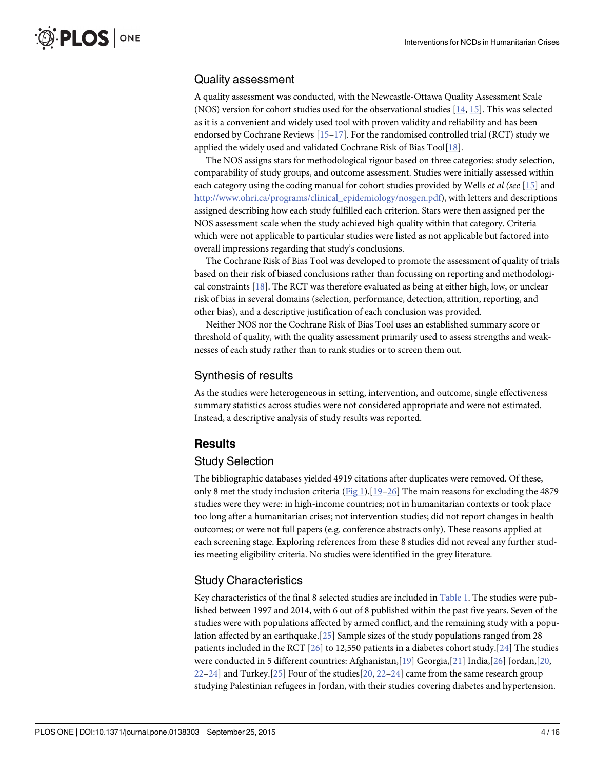## Quality assessment

A quality assessment was conducted, with the Newcastle-Ottawa Quality Assessment Scale (NOS) version for cohort studies used for the observational studies [14, 15]. This was selected as it is a convenient and widely used tool with proven validity and reliability and has been endorsed by Cochrane Reviews [15–17]. For the randomised controlled trial (RCT) study we applied the widely used and validated Cochrane Risk of Bias Tool[18].

The NOS assigns stars for methodological rigour based on three categories: study selection, comparability of study groups, and outcome assessment. Studies were initially assessed within each category using the coding manual for cohort studies provided by Wells *et al (see* [15] and http://www.ohri.ca/programs/clinical_epidemiology/nosgen.pdf), with letters and descriptions assigned describing how each study fulfilled each criterion. Stars were then assigned per the NOS assessment scale when the study achieved high quality within that category. Criteria which were not applicable to particular studies were listed as not applicable but factored into overall impressions regarding that study's conclusions.

The Cochrane Risk of Bias Tool was developed to promote the assessment of quality of trials based on their risk of biased conclusions rather than focussing on reporting and methodological constraints [18]. The RCT was therefore evaluated as being at either high, low, or unclear risk of bias in several domains (selection, performance, detection, attrition, reporting, and other bias), and a descriptive justification of each conclusion was provided.

Neither NOS nor the Cochrane Risk of Bias Tool uses an established summary score or threshold of quality, with the quality assessment primarily used to assess strengths and weaknesses of each study rather than to rank studies or to screen them out.

## Synthesis of results

As the studies were heterogeneous in setting, intervention, and outcome, single effectiveness summary statistics across studies were not considered appropriate and were not estimated. Instead, a descriptive analysis of study results was reported.

# Results

## Study Selection

The bibliographic databases yielded 4919 citations after duplicates were removed. Of these, only 8 met the study inclusion criteria (Fig 1).[19–26] The main reasons for excluding the 4879 studies were they were: in high-income countries; not in humanitarian contexts or took place too long after a humanitarian crises; not intervention studies; did not report changes in health outcomes; or were not full papers (e.g. conference abstracts only). These reasons applied at each screening stage. Exploring references from these 8 studies did not reveal any further studies meeting eligibility criteria. No studies were identified in the grey literature.

## Study Characteristics

Key characteristics of the final 8 selected studies are included in Table 1. The studies were published between 1997 and 2014, with 6 out of 8 published within the past five years. Seven of the studies were with populations affected by armed conflict, and the remaining study with a population affected by an earthquake.[25] Sample sizes of the study populations ranged from 28 patients included in the RCT [26] to 12,550 patients in a diabetes cohort study.[24] The studies were conducted in 5 different countries: Afghanistan,[19] Georgia,[21] India,[26] Jordan,[20, 22–24] and Turkey.[25] Four of the studies[20, 22–24] came from the same research group studying Palestinian refugees in Jordan, with their studies covering diabetes and hypertension.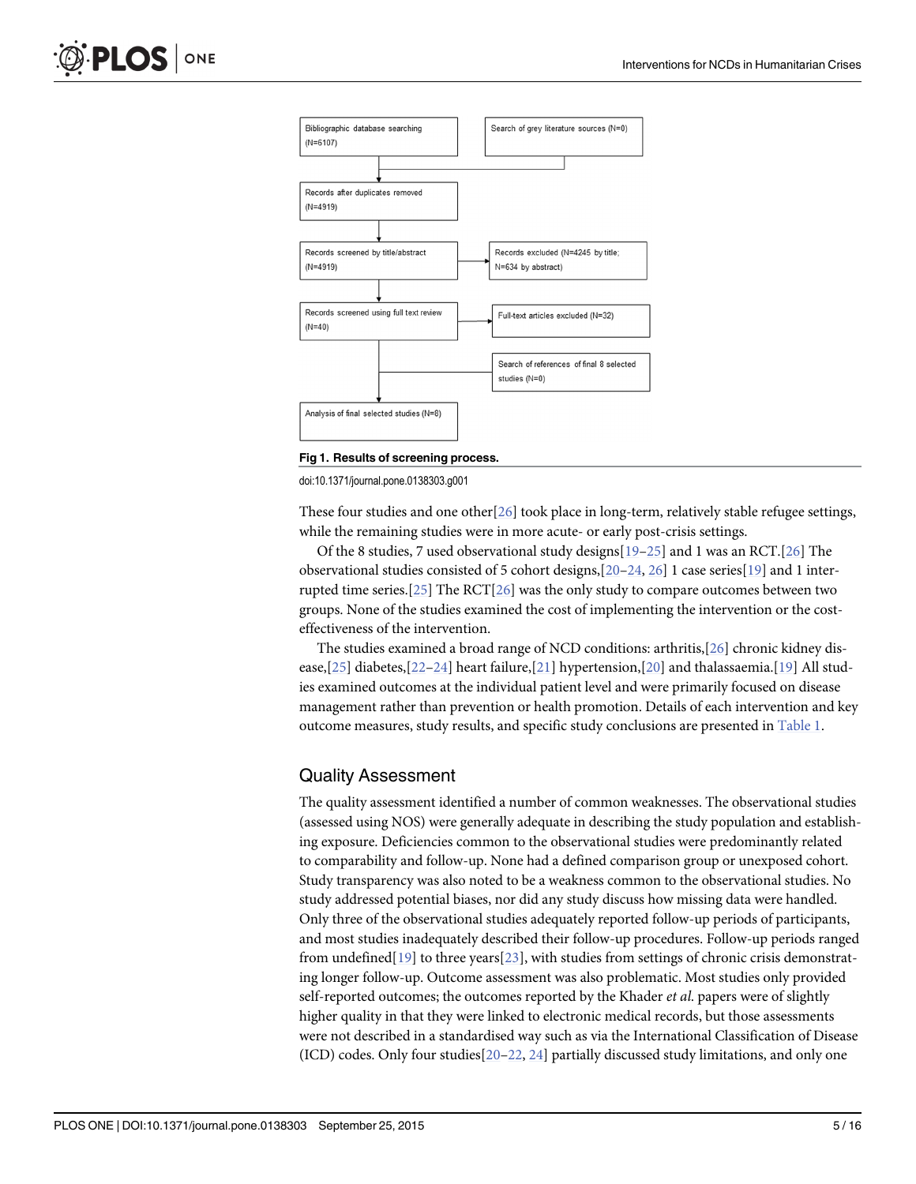Bibliographic database searching (N=6107)

Search of grey literature sources (N=0)

Records after duplicates removed (N=4919)

Records screened by title/abstract (N=4919)

Records excluded (N=4245 by title; N=634 by abstract)

Records screened using full text review (N=40)

Full-text articles excluded (N=32)

Search of references of final 8 selected studies (N=0)

Analysis of final selected studies (N=8)

**Fig 1. Results of screening process.**

doi:10.1371/journal.pone.0138303.g001

These four studies and one other[26] took place in long-term, relatively stable refugee settings, while the remaining studies were in more acute- or early post-crisis settings.

Of the 8 studies, 7 used observational study designs[19–25] and 1 was an RCT.[26] The observational studies consisted of 5 cohort designs,[20–24, 26] 1 case series[19] and 1 interrupted time series.[25] The RCT[26] was the only study to compare outcomes between two groups. None of the studies examined the cost of implementing the intervention or the cost-effectiveness of the intervention.

The studies examined a broad range of NCD conditions: arthritis,[26] chronic kidney disease,[25] diabetes,[22–24] heart failure,[21] hypertension,[20] and thalassaemia.[19] All studies examined outcomes at the individual patient level and were primarily focused on disease management rather than prevention or health promotion. Details of each intervention and key outcome measures, study results, and specific study conclusions are presented in Table 1.

## Quality Assessment

The quality assessment identified a number of common weaknesses. The observational studies (assessed using NOS) were generally adequate in describing the study population and establishing exposure. Deficiencies common to the observational studies were predominantly related to comparability and follow-up. None had a defined comparison group or unexposed cohort. Study transparency was also noted to be a weakness common to the observational studies. No study addressed potential biases, nor did any study discuss how missing data were handled. Only three of the observational studies adequately reported follow-up periods of participants, and most studies inadequately described their follow-up procedures. Follow-up periods ranged from undefined[19] to three years[23], with studies from settings of chronic crisis demonstrating longer follow-up. Outcome assessment was also problematic. Most studies only provided self-reported outcomes; the outcomes reported by the Khader *et al.* papers were of slightly higher quality in that they were linked to electronic medical records, but those assessments were not described in a standardised way such as via the International Classification of Disease (ICD) codes. Only four studies[20–22, 24] partially discussed study limitations, and only one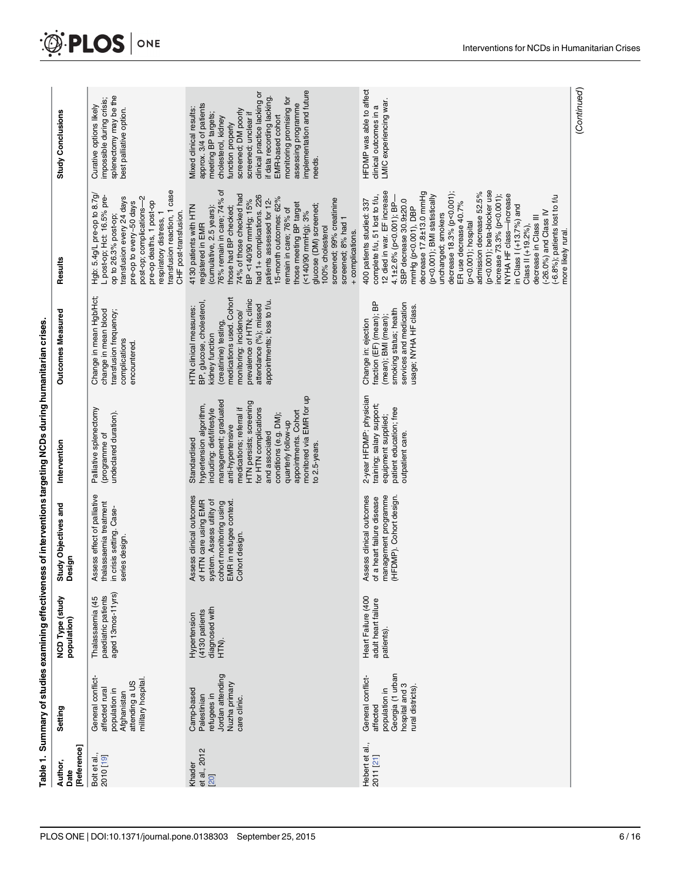Table 1. Summary of studies examining effectiveness of interventions targeting NCDs during humanitarian crises.

| Author, Date [Reference] | Setting | NCD Type (study population) | Study Objectives and Design | Intervention | Outcomes Measured | Results | Study Conclusions |
|---|---|---|---|---|---|---|---|
| Bolt et al., 2010 [19] | General conflict-affected rural population in Afghanistan attending a US military hospital. | Thalassaemia (45 paediatric patients aged 13mos-11yrs) | Assess effect of palliative thalassaemia treatment in crisis setting. Case-series design. | Palliative splenectomy (programme of undeclared duration). | Change in mean Hgb/Hct; change in mean blood transfusion frequency; complications encountered. | Hgb: 5.4g/L pre-op to 8.7g/L post-op; Hct: 16.5% pre-op to 26.3% post-op; transfusion every 24 days pre-op to every~50 days post-op; complications—2 pre-op deaths, 1 post-op respiratory distress, 1 transfusion reaction, 1 case CHF post-transfusion. | Curative options likely impossible during crisis; splenectomy may be the best palliative option. |
| Khader et al., 2012 [20] | Camp-based Palestinian refugees in Jordan attending Nuzha primary care clinic. | Hypertension (4130 patients diagnosed with HTN). | Assess clinical outcomes of HTN care using EMR system. Assess utility of cohort monitoring using EMR in refugee context. Cohort design. | Standardised hypertension algorithm, including: diet/lifestyle management; graduated anti-hypertensive medications; referral if HTN persists; screening for HTN complications and associated conditions (e.g. DM); quarterly follow-up appointments. Cohort monitored via EMR for up to 2.5-years. | HTN clinical measures: BP, glucose, cholesterol, kidney function (creatinine) testing, medications used. Cohort monitoring: incidence/prevalence of HTN; clinic attendance (%); missed appointments; loss to f/u. | 4130 patients with HTN registered in EMR (cumulative, 2.5 years): 76% remain in care; 74% of those had BP checked; 74% of those checked had BP <140/90 mmHg; 15% had 1+ complications. 226 patients assessed for 12-15-month outcomes: 62% remain in care; 76% of those meeting BP target (<140/90 mmHg); 3% glucose (DM) screened; 100% cholesterol screened; 99% creatinine screened; 8% had 1 + complications. | Mixed clinical results: approx. 3/4 of patients meeting BP targets; cholesterol, kidney function properly screened; DM poorly screened; unclear if clinical practice lacking or if data recording lacking. EMR-based cohort monitoring promising for assessing programme implementation and future needs. |
| Hebert et al., 2011 [21] | General conflict-affected population in Georgia (1 urban hospital and 3 rural districts). | Heart Failure (400 adult heart failure patients). | Assess clinical outcomes of a heart failure disease management programme (HFDMP). Cohort design. | 2-year HFDMP: physician training; salary support; equipment supplied; patient education; free outpatient care. | Change in: ejection fraction (EF) (mean); BP (mean); BMI (mean); smoking status; health services and medication usage; NYHA HF class. | 400 patients studied: 337 complete f/u, 51 lost to f/u, 12 died in war. EF increase 4.1±2.6% (p<0.001); BP—SBP decrease 30.9±20.0 mmHg (p<0.001), DBP decrease 17.8±13.0 mmHg (p<0.001); BMI statistically unchanged; smokers decrease 18.3% (p<0.001); ER use decrease 40.7% (p<0.001); hospital admission decrease 52.5% (p<0.001); beta-blocker use increase 73.3% (p<0.001); NYHA HF class—increase in Class I (+13.7%) and Class II (+19.2%), decrease in Class III (-26.0%) and Class IV (-6.8%); patients lost to f/u more likely rural. | HFDMP was able to affect clinical outcomes in a LMIC experiencing war. |

(Continued)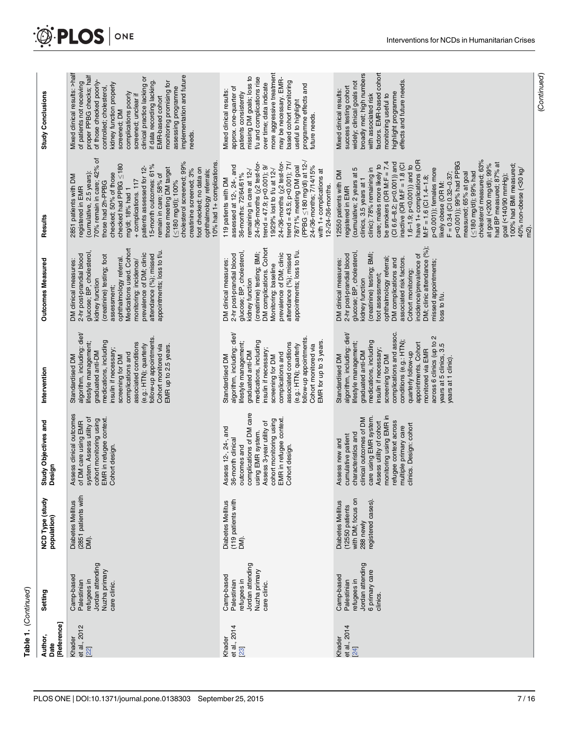Table 1. (Continued)

| Author, Date [Reference] | Setting | NCD Type (study population) | Study Objectives and Design | Intervention | Outcomes Measured | Results | Study Conclusions |
|---|---|---|---|---|---|---|---|
| Khader et al., 2012 [22] | Camp-based Palestinian refugees in Jordan attending Nuzha primary care clinic. | Diabetes Mellitus (2851 patients with DM). | Assess clinical outcomes of DM care using EMR system. Assess utility of cohort monitoring using EMR in refugee context. Cohort design. | Standardised DM algorithm, including: diet/ lifestyle management; graduated anti-DM medications, including insulin if necessary; screening for DM complications and associated conditions (e.g.: HTN); quarterly follow-up appointments. Cohort monitored via EMR up to 2.5 years. | DM clinical measures: 2-hr post-prandial blood glucose; BP, cholesterol, kidney function (creatinine) testing; foot assessment; ophthalmology referral. Medications used. Cohort monitoring: incidence/ prevalence of DM; clinic attendance (%); missed appointments; loss to f/u. | 2851 patients with DM registered in EMR (cumulative, 2.5 years); 70% remain in care; 42% of those had 2h-PPBG checked; 50% of those checked had PPBG ≤180 mg/dl; 18% had 1 + complications. 117 patients assessed for 12-15-month outcomes: 61% remain in care; 58% of those meeting DM target (≤180 mg/dl); 100% cholesterol screened; 99% creatinine screened; 3% foot checked; no data on ophthalmology referrals; 10% had 1+ complications. | Mixed clinical results: >half of patients not receiving proper PPBG checks; half of those checked poorly-controlled; cholesterol, kidney function properly screened; DM complications poorly screened; unclear if clinical practice lacking or if data recording lacking. EMR-based cohort monitoring promising for assessing programme implementation and future needs. |
| Khader et al., 2014 [23] | Camp-based Palestinian refugees in Jordan attending Nuzha primary care clinic. | Diabetes Mellitus (119 patients with DM). | Assess 12-, 24-, and 36-month clinical outcomes and complications of DM care using EMR system. Assess 3-year utility of cohort monitoring using EMR in refugee context. Cohort design. | Standardised DM algorithm, including: diet/ lifestyle management; graduated anti-DM medications, including insulin if necessary; screening for DM complications and associated conditions (e.g.: HTN); quarterly follow-up appointments. Cohort monitored via EMR for up to 3 years. | DM clinical measures: 2-hr post-prandial blood glucose; BP, cholesterol, kidney function (creatinine) testing; BMI; DM complications. Cohort Monitoring: baseline prevalence of DM; clinic attendance (%); missed appointments; loss to f/u. | 119 patients with DM assessed at 12-, 24-, and 36-months: 72/64/61% remaining in care at 12-/ 24-/36-months (χ2 test-for-trend = 47.9; p<0.001); 9/ 19/29% lost to f/u at 12-/ 24-/36-months (χ2 test-for-trend = 43.5; p<0.001); 71/ 78/71% meeting DM goal (PPBG ≤180 mg/dl) at 12-/ 24-/36-months; 7/14/15% with 1+ complications at 12-/24-/36-months. | Mixed clinical results: approx. one-quarter of patients consistently missing DM goals; loss to f/u and complications rise over time; data indicate more aggressive treatment may be necessary. EMR-based cohort monitoring useful to highlight programme effects and future needs. |
| Khader et al., 2014 [24] | Camp-based Palestinian refugees in Jordan attending 6 primary care clinics. | Diabetes Mellitus (12550 patients with DM; focus on 288 newly registered cases). | Assess new and cumulative patient characteristics and clinical outcomes of DM care using EMR system. Assess utility of cohort monitoring using EMR in refugee context across multiple primary care clinics. Design: cohort | Standardised DM algorithm, including: diet/ lifestyle management; graduated anti-DM medications, including insulin if necessary; screening for DM complications and assoc. conditions (e.g.: HTN); quarterly follow-up appointments. Cohort monitored via EMR across 6 clinics (up to 2 years at 5 clinics, 3.5 years at 1 clinic). | DM clinical measures: 2-hr post-prandial blood glucose; BP, cholesterol, kidney function (creatinine) testing; BMI; foot assessment; ophthalmology referral; DM complications and associated risk factors. Cohort monitoring: incidence/prevalence of DM; clinic attendance (%); missed appointments; loss to f/u. | 12550 patients with DM registered in EMR (cumulative; 2 years at 5 clinics, 3.5 years at 1 clinic); 78% remaining in care; males more likely to be smokers (OR M:F = 7.4 (CI 6.6–8.2; p<0.001)) and inactive (OR M:F = 1.8 (CI 1.6–1.9; p<0.001)) and to have 1+ complications (OR M:F = 1.6 (CI 1.4–1.8; p<0.001)); females more likely obese (OR M: F = 0.34 (CI 0.32–0.37; p<0.001)); 99% had PPBG measured; 65% at goal (≤180 mg/dl); 99% had cholesterol measured; 63% at goal (<200 mg/dl); 99% had BP measured; 87% at goal (<140/90 mmHg); 100% had BMI measured; 40% non-obese (<30 kg/ m2). | Mixed clinical results: success testing cohort widely; clinical goals not broadly met; high numbers with associated risk factors. EMR-based cohort monitoring useful to highlight programme effects and future needs. |

(Continued)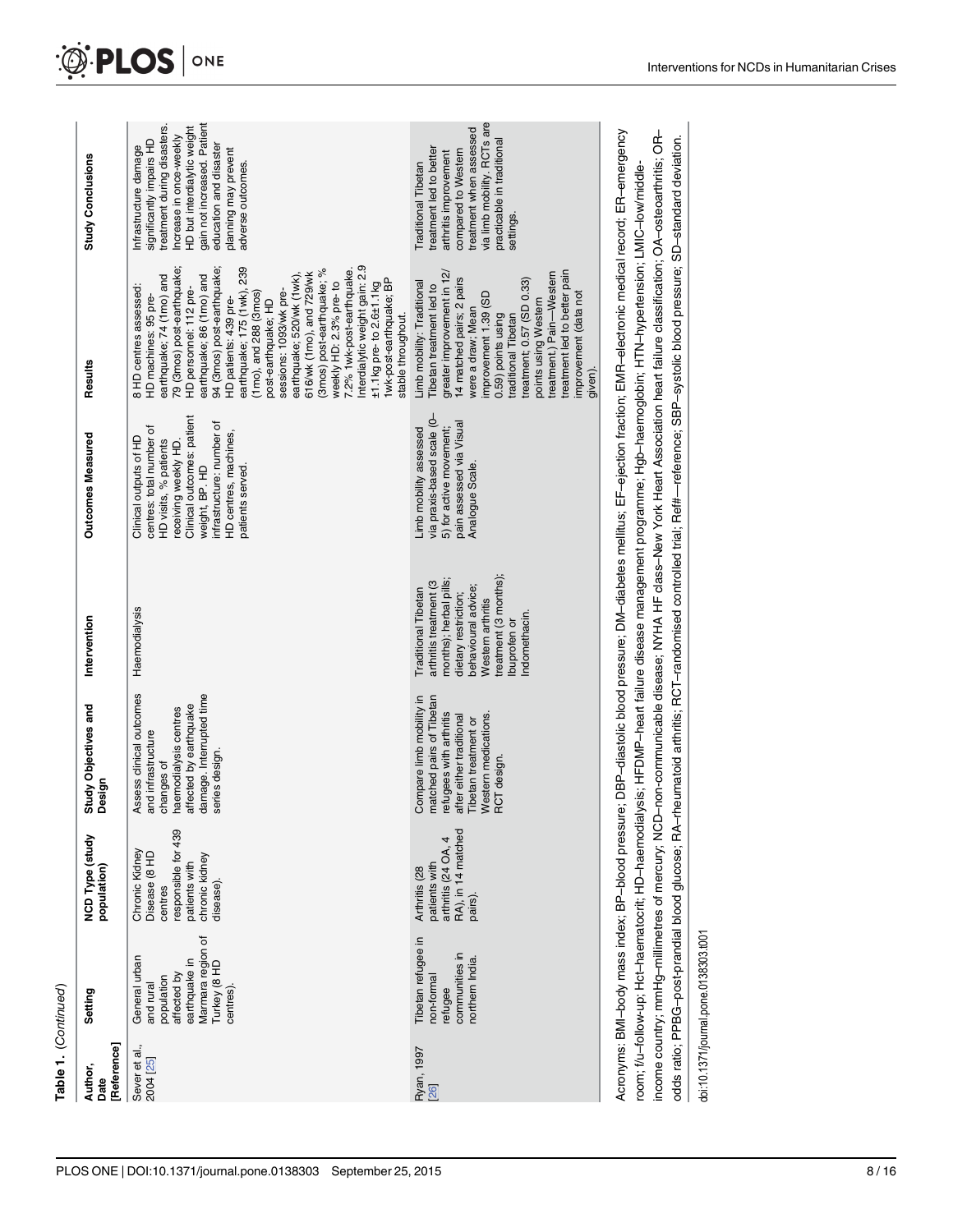Table 1. (Continued)

| Author, Date [Reference] | Setting | NCD Type (study population) | Study Objectives and Design | Intervention | Outcomes Measured | Results | Study Conclusions |
|---|---|---|---|---|---|---|---|
| Sever et al., 2004 [25] | General urban and rural population affected by earthquake in Marmara region of Turkey (8 HD centres). | Chronic Kidney Disease (8 HD centres responsible for 439 patients with chronic kidney disease). | Assess clinical outcomes and infrastructure changes of haemodialysis centres affected by earthquake damage. Interrupted time series design. | Haemodialysis | Clinical outputs of HD centres: total number of HD visits, % patients receiving weekly HD. Clinical outcomes: patient weight, BP. HD infrastructure: number of HD centres, machines, patients served. | 8 HD centres assessed: HD machines: 95 pre-earthquake; 74 (1mo) and 79 (3mos) post-earthquake; HD personnel: 112 pre-earthquake; 86 (1mo) and 94 (3mos) post-earthquake; HD patients: 439 pre-earthquake; 175 (1wk), 239 (1mo), and 288 (3mos) post-earthquake; HD sessions: 1093/wk pre-earthquake; 520/wk (1wk), 616/wk (1mo), and 729/wk (3mos) post-earthquake; % weekly HD: 2.3% pre- to 7.2% 1wk-post-earthquake. Interdialytic weight gain: 2.9 ±1.1kg pre- to 2.6±1.1kg 1wk-post-earthquake; BP stable throughout. | Infrastructure damage significantly impairs HD treatment during disasters. Increase in once-weekly HD but interdialytic weight gain not increased. Patient education and disaster planning may prevent adverse outcomes. |
| Ryan, 1997 [26] | Tibetan refugee in non-formal refugee communities in northern India. | Arthritis (28 patients with arthritis (24 OA, 4 RA), in 14 matched pairs). | Compare limb mobility in matched pairs of Tibetan refugees with arthritis after either traditional Tibetan treatment or Western medications. RCT design. | Traditional Tibetan arthritis treatment (3 months); herbal pills; dietary restriction; behavioural advice; Western arthritis treatment (3 months); Ibuprofen or Indomethacin. | Limb mobility assessed via praxis-based scale (0–5) for active movement; pain assessed via Visual Analogue Scale. | Limb mobility: Traditional Tibetan treatment led to greater improvement in 12/14 matched pairs; 2 pairs were a draw; Mean improvement 1.39 (SD 0.59) points using traditional Tibetan treatment; 0.57 (SD 0.33) points using Western treatment.) Pain—Western treatment led to better pain improvement (data not given). | Traditional Tibetan treatment led to better arthritis improvement compared to Western treatment when assessed via limb mobility. RCTs are practicable in traditional settings. |

Acronyms: BMI–body mass index; BP–blood pressure; DBP–diastolic blood pressure; DM–diabetes mellitus; EF–ejection fraction; EMR–electronic medical record; ER–emergency room; f/u–follow-up; Hct–haematocrit; HD–haemodialysis; HFDMP–heart failure disease management programme; Hgb–haemoglobin; HTN–hypertension; LMIC–low/middle-income country; mmHg–millimetres of mercury; NCD–non-communicable disease; NYHA HF class–New York Heart Association heart failure classification; OA–osteoarthritis; OR–odds ratio; PPBG–post-prandial blood glucose; RA–rheumatoid arthritis; RCT–randomised controlled trial; Ref#—reference; SBP–systolic blood pressure; SD–standard deviation.

doi:10.1371/journal.pone.0138303.t001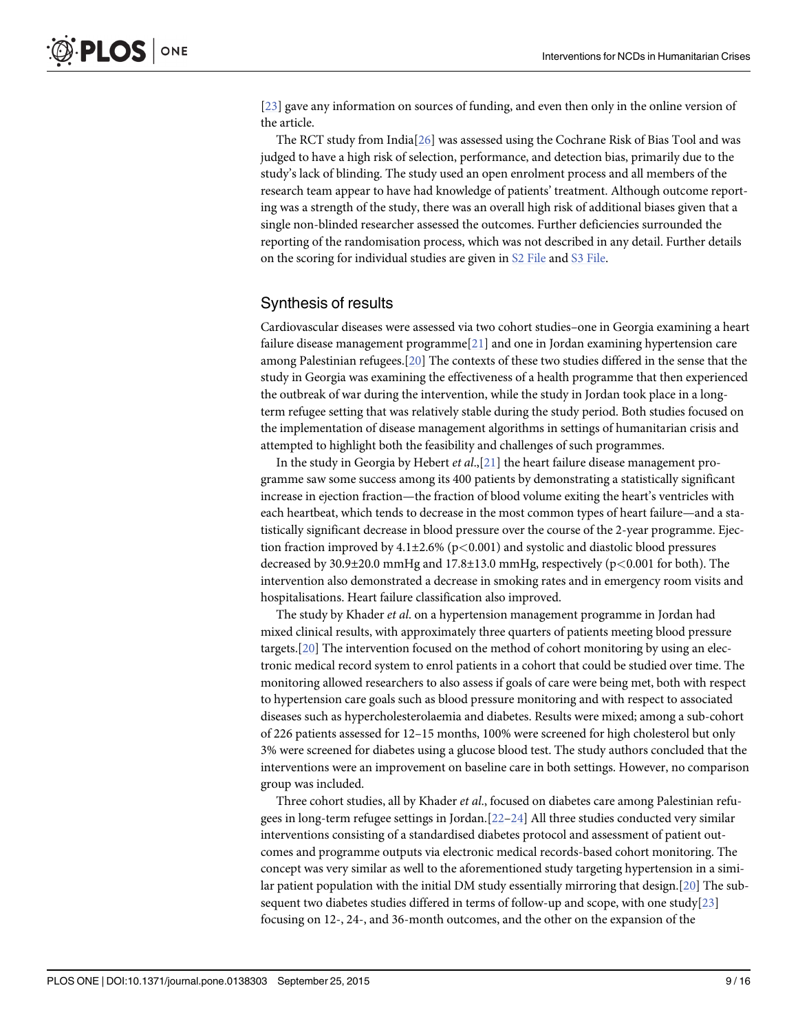[23] gave any information on sources of funding, and even then only in the online version of the article.

The RCT study from India[26] was assessed using the Cochrane Risk of Bias Tool and was judged to have a high risk of selection, performance, and detection bias, primarily due to the study's lack of blinding. The study used an open enrolment process and all members of the research team appear to have had knowledge of patients' treatment. Although outcome reporting was a strength of the study, there was an overall high risk of additional biases given that a single non-blinded researcher assessed the outcomes. Further deficiencies surrounded the reporting of the randomisation process, which was not described in any detail. Further details on the scoring for individual studies are given in S2 File and S3 File.

## Synthesis of results

Cardiovascular diseases were assessed via two cohort studies–one in Georgia examining a heart failure disease management programme[21] and one in Jordan examining hypertension care among Palestinian refugees.[20] The contexts of these two studies differed in the sense that the study in Georgia was examining the effectiveness of a health programme that then experienced the outbreak of war during the intervention, while the study in Jordan took place in a long-term refugee setting that was relatively stable during the study period. Both studies focused on the implementation of disease management algorithms in settings of humanitarian crisis and attempted to highlight both the feasibility and challenges of such programmes.

In the study in Georgia by Hebert *et al*.,[21] the heart failure disease management programme saw some success among its 400 patients by demonstrating a statistically significant increase in ejection fraction—the fraction of blood volume exiting the heart's ventricles with each heartbeat, which tends to decrease in the most common types of heart failure—and a statistically significant decrease in blood pressure over the course of the 2-year programme. Ejection fraction improved by 4.1±2.6% ($p<0.001$) and systolic and diastolic blood pressures decreased by 30.9±20.0 mmHg and 17.8±13.0 mmHg, respectively ($p<0.001$ for both). The intervention also demonstrated a decrease in smoking rates and in emergency room visits and hospitalisations. Heart failure classification also improved.

The study by Khader *et al*. on a hypertension management programme in Jordan had mixed clinical results, with approximately three quarters of patients meeting blood pressure targets.[20] The intervention focused on the method of cohort monitoring by using an electronic medical record system to enrol patients in a cohort that could be studied over time. The monitoring allowed researchers to also assess if goals of care were being met, both with respect to hypertension care goals such as blood pressure monitoring and with respect to associated diseases such as hypercholesterolaemia and diabetes. Results were mixed; among a sub-cohort of 226 patients assessed for 12–15 months, 100% were screened for high cholesterol but only 3% were screened for diabetes using a glucose blood test. The study authors concluded that the interventions were an improvement on baseline care in both settings. However, no comparison group was included.

Three cohort studies, all by Khader *et al*., focused on diabetes care among Palestinian refugees in long-term refugee settings in Jordan.[22–24] All three studies conducted very similar interventions consisting of a standardised diabetes protocol and assessment of patient outcomes and programme outputs via electronic medical records-based cohort monitoring. The concept was very similar as well to the aforementioned study targeting hypertension in a similar patient population with the initial DM study essentially mirroring that design.[20] The subsequent two diabetes studies differed in terms of follow-up and scope, with one study[23] focusing on 12-, 24-, and 36-month outcomes, and the other on the expansion of the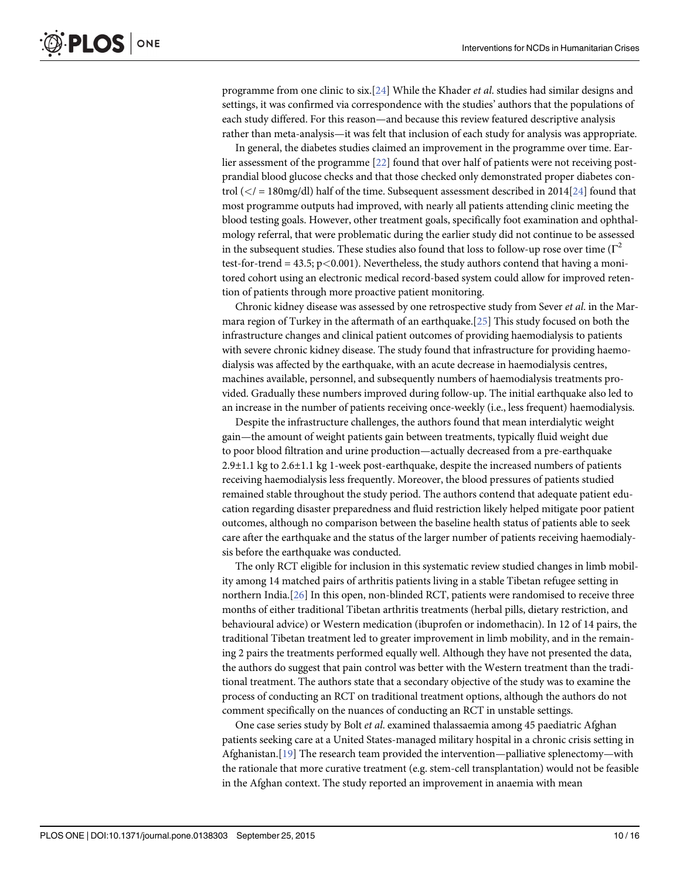programme from one clinic to six.[24] While the Khader *et al.* studies had similar designs and settings, it was confirmed via correspondence with the studies' authors that the populations of each study differed. For this reason—and because this review featured descriptive analysis rather than meta-analysis—it was felt that inclusion of each study for analysis was appropriate.

In general, the diabetes studies claimed an improvement in the programme over time. Earlier assessment of the programme [22] found that over half of patients were not receiving post-prandial blood glucose checks and that those checked only demonstrated proper diabetes control ($</=$ 180mg/dl) half of the time. Subsequent assessment described in 2014[24] found that most programme outputs had improved, with nearly all patients attending clinic meeting the blood testing goals. However, other treatment goals, specifically foot examination and ophthalmology referral, that were problematic during the earlier study did not continue to be assessed in the subsequent studies. These studies also found that loss to follow-up rose over time ($\Gamma^2$ test-for-trend = 43.5; $p<0.001$). Nevertheless, the study authors contend that having a monitored cohort using an electronic medical record-based system could allow for improved retention of patients through more proactive patient monitoring.

Chronic kidney disease was assessed by one retrospective study from Sever *et al.* in the Marmara region of Turkey in the aftermath of an earthquake.[25] This study focused on both the infrastructure changes and clinical patient outcomes of providing haemodialysis to patients with severe chronic kidney disease. The study found that infrastructure for providing haemodialysis was affected by the earthquake, with an acute decrease in haemodialysis centres, machines available, personnel, and subsequently numbers of haemodialysis treatments provided. Gradually these numbers improved during follow-up. The initial earthquake also led to an increase in the number of patients receiving once-weekly (i.e., less frequent) haemodialysis.

Despite the infrastructure challenges, the authors found that mean interdialytic weight gain—the amount of weight patients gain between treatments, typically fluid weight due to poor blood filtration and urine production—actually decreased from a pre-earthquake 2.9±1.1 kg to 2.6±1.1 kg 1-week post-earthquake, despite the increased numbers of patients receiving haemodialysis less frequently. Moreover, the blood pressures of patients studied remained stable throughout the study period. The authors contend that adequate patient education regarding disaster preparedness and fluid restriction likely helped mitigate poor patient outcomes, although no comparison between the baseline health status of patients able to seek care after the earthquake and the status of the larger number of patients receiving haemodialysis before the earthquake was conducted.

The only RCT eligible for inclusion in this systematic review studied changes in limb mobility among 14 matched pairs of arthritis patients living in a stable Tibetan refugee setting in northern India.[26] In this open, non-blinded RCT, patients were randomised to receive three months of either traditional Tibetan arthritis treatments (herbal pills, dietary restriction, and behavioural advice) or Western medication (ibuprofen or indomethacin). In 12 of 14 pairs, the traditional Tibetan treatment led to greater improvement in limb mobility, and in the remaining 2 pairs the treatments performed equally well. Although they have not presented the data, the authors do suggest that pain control was better with the Western treatment than the traditional treatment. The authors state that a secondary objective of the study was to examine the process of conducting an RCT on traditional treatment options, although the authors do not comment specifically on the nuances of conducting an RCT in unstable settings.

One case series study by Bolt *et al.* examined thalassaemia among 45 paediatric Afghan patients seeking care at a United States-managed military hospital in a chronic crisis setting in Afghanistan.[19] The research team provided the intervention—palliative splenectomy—with the rationale that more curative treatment (e.g. stem-cell transplantation) would not be feasible in the Afghan context. The study reported an improvement in anaemia with mean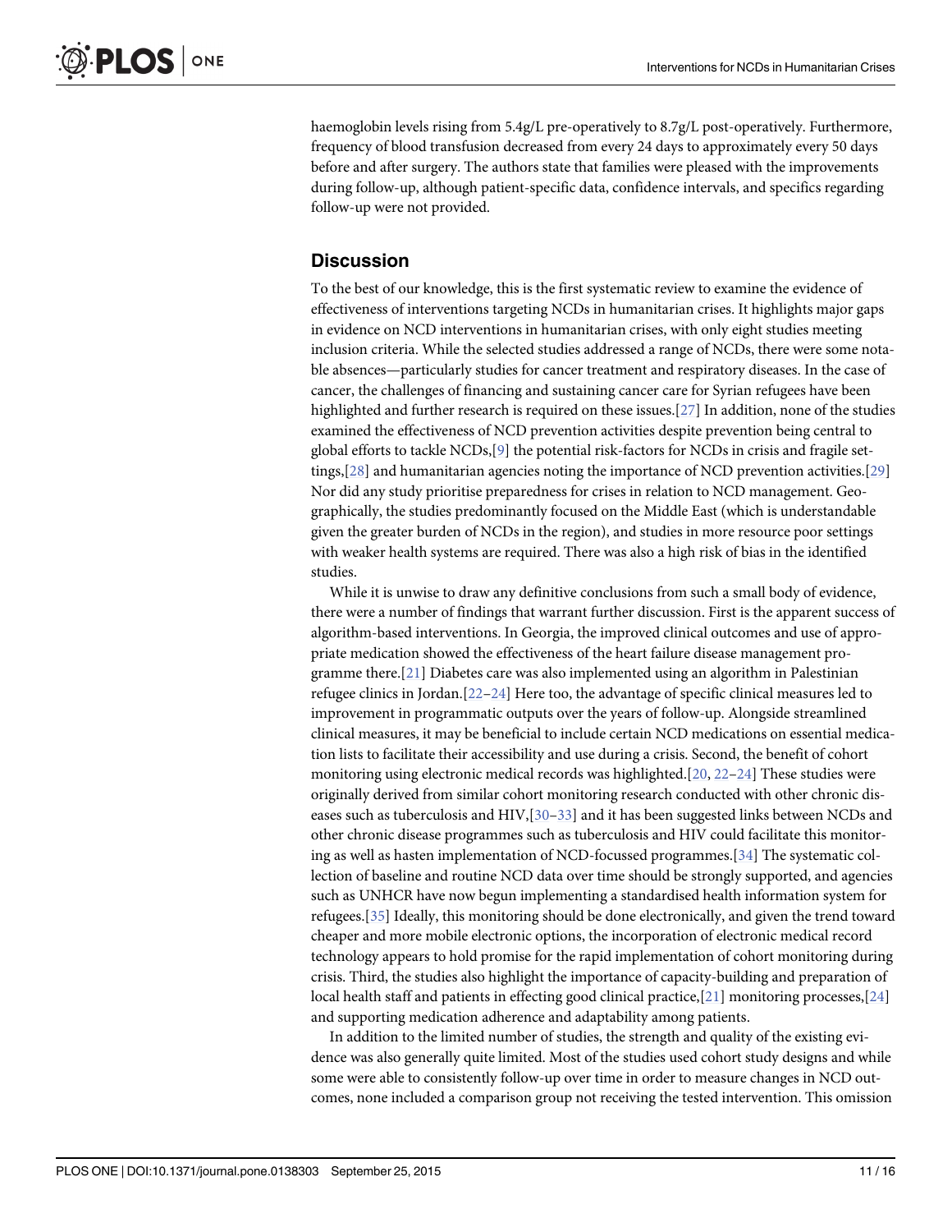haemoglobin levels rising from 5.4g/L pre-operatively to 8.7g/L post-operatively. Furthermore, frequency of blood transfusion decreased from every 24 days to approximately every 50 days before and after surgery. The authors state that families were pleased with the improvements during follow-up, although patient-specific data, confidence intervals, and specifics regarding follow-up were not provided.

## Discussion

To the best of our knowledge, this is the first systematic review to examine the evidence of effectiveness of interventions targeting NCDs in humanitarian crises. It highlights major gaps in evidence on NCD interventions in humanitarian crises, with only eight studies meeting inclusion criteria. While the selected studies addressed a range of NCDs, there were some notable absences—particularly studies for cancer treatment and respiratory diseases. In the case of cancer, the challenges of financing and sustaining cancer care for Syrian refugees have been highlighted and further research is required on these issues.[27] In addition, none of the studies examined the effectiveness of NCD prevention activities despite prevention being central to global efforts to tackle NCDs,[9] the potential risk-factors for NCDs in crisis and fragile settings,[28] and humanitarian agencies noting the importance of NCD prevention activities.[29] Nor did any study prioritise preparedness for crises in relation to NCD management. Geographically, the studies predominantly focused on the Middle East (which is understandable given the greater burden of NCDs in the region), and studies in more resource poor settings with weaker health systems are required. There was also a high risk of bias in the identified studies.

While it is unwise to draw any definitive conclusions from such a small body of evidence, there were a number of findings that warrant further discussion. First is the apparent success of algorithm-based interventions. In Georgia, the improved clinical outcomes and use of appropriate medication showed the effectiveness of the heart failure disease management programme there.[21] Diabetes care was also implemented using an algorithm in Palestinian refugee clinics in Jordan.[22–24] Here too, the advantage of specific clinical measures led to improvement in programmatic outputs over the years of follow-up. Alongside streamlined clinical measures, it may be beneficial to include certain NCD medications on essential medication lists to facilitate their accessibility and use during a crisis. Second, the benefit of cohort monitoring using electronic medical records was highlighted.[20, 22–24] These studies were originally derived from similar cohort monitoring research conducted with other chronic diseases such as tuberculosis and HIV,[30–33] and it has been suggested links between NCDs and other chronic disease programmes such as tuberculosis and HIV could facilitate this monitoring as well as hasten implementation of NCD-focussed programmes.[34] The systematic collection of baseline and routine NCD data over time should be strongly supported, and agencies such as UNHCR have now begun implementing a standardised health information system for refugees.[35] Ideally, this monitoring should be done electronically, and given the trend toward cheaper and more mobile electronic options, the incorporation of electronic medical record technology appears to hold promise for the rapid implementation of cohort monitoring during crisis. Third, the studies also highlight the importance of capacity-building and preparation of local health staff and patients in effecting good clinical practice,[21] monitoring processes,[24] and supporting medication adherence and adaptability among patients.

In addition to the limited number of studies, the strength and quality of the existing evidence was also generally quite limited. Most of the studies used cohort study designs and while some were able to consistently follow-up over time in order to measure changes in NCD outcomes, none included a comparison group not receiving the tested intervention. This omission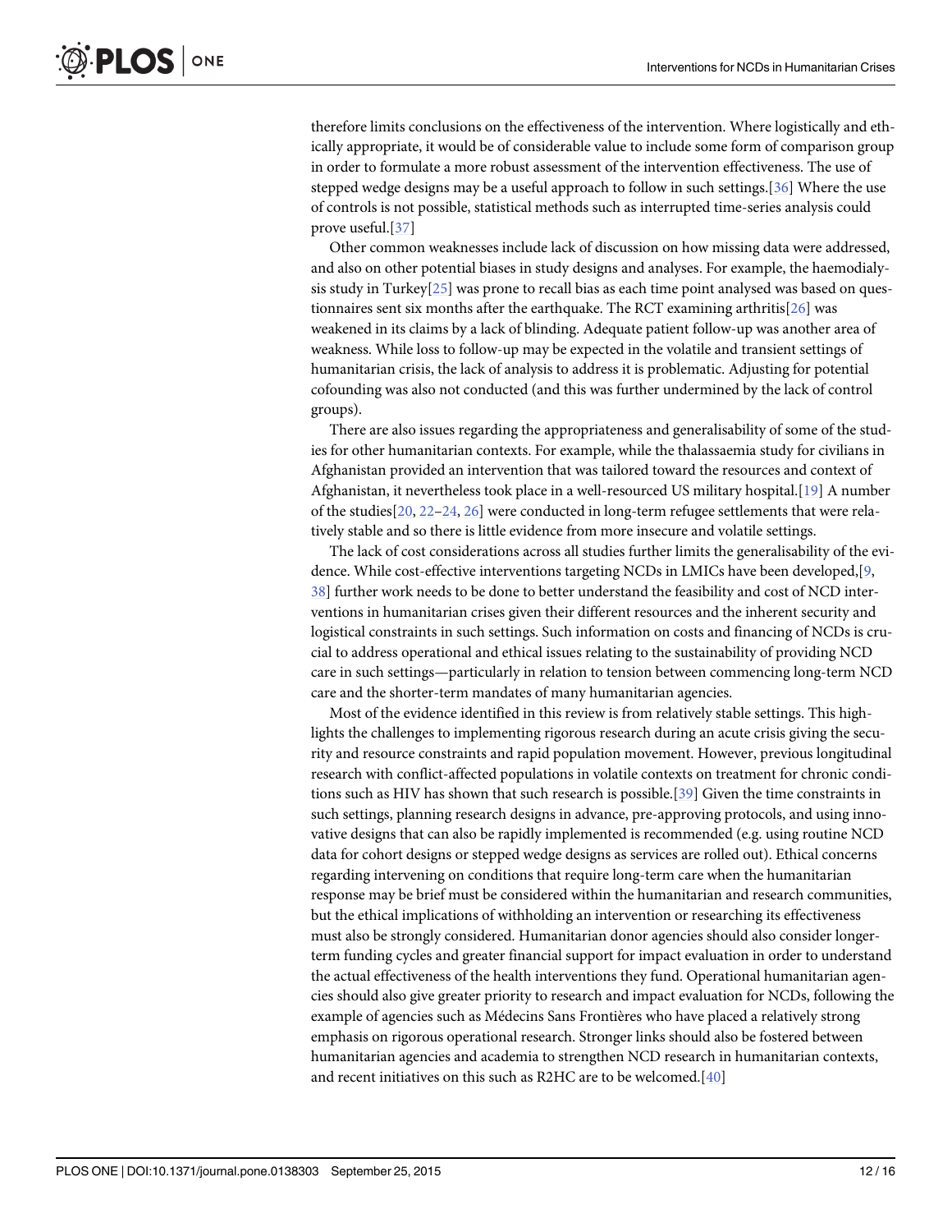therefore limits conclusions on the effectiveness of the intervention. Where logistically and ethically appropriate, it would be of considerable value to include some form of comparison group in order to formulate a more robust assessment of the intervention effectiveness. The use of stepped wedge designs may be a useful approach to follow in such settings.[36] Where the use of controls is not possible, statistical methods such as interrupted time-series analysis could prove useful.[37]

Other common weaknesses include lack of discussion on how missing data were addressed, and also on other potential biases in study designs and analyses. For example, the haemodialysis study in Turkey[25] was prone to recall bias as each time point analysed was based on questionnaires sent six months after the earthquake. The RCT examining arthritis[26] was weakened in its claims by a lack of blinding. Adequate patient follow-up was another area of weakness. While loss to follow-up may be expected in the volatile and transient settings of humanitarian crisis, the lack of analysis to address it is problematic. Adjusting for potential cofounding was also not conducted (and this was further undermined by the lack of control groups).

There are also issues regarding the appropriateness and generalisability of some of the studies for other humanitarian contexts. For example, while the thalassaemia study for civilians in Afghanistan provided an intervention that was tailored toward the resources and context of Afghanistan, it nevertheless took place in a well-resourced US military hospital.[19] A number of the studies[20, 22–24, 26] were conducted in long-term refugee settlements that were relatively stable and so there is little evidence from more insecure and volatile settings.

The lack of cost considerations across all studies further limits the generalisability of the evidence. While cost-effective interventions targeting NCDs in LMICs have been developed,[9, 38] further work needs to be done to better understand the feasibility and cost of NCD interventions in humanitarian crises given their different resources and the inherent security and logistical constraints in such settings. Such information on costs and financing of NCDs is crucial to address operational and ethical issues relating to the sustainability of providing NCD care in such settings—particularly in relation to tension between commencing long-term NCD care and the shorter-term mandates of many humanitarian agencies.

Most of the evidence identified in this review is from relatively stable settings. This highlights the challenges to implementing rigorous research during an acute crisis giving the security and resource constraints and rapid population movement. However, previous longitudinal research with conflict-affected populations in volatile contexts on treatment for chronic conditions such as HIV has shown that such research is possible.[39] Given the time constraints in such settings, planning research designs in advance, pre-approving protocols, and using innovative designs that can also be rapidly implemented is recommended (e.g. using routine NCD data for cohort designs or stepped wedge designs as services are rolled out). Ethical concerns regarding intervening on conditions that require long-term care when the humanitarian response may be brief must be considered within the humanitarian and research communities, but the ethical implications of withholding an intervention or researching its effectiveness must also be strongly considered. Humanitarian donor agencies should also consider longer-term funding cycles and greater financial support for impact evaluation in order to understand the actual effectiveness of the health interventions they fund. Operational humanitarian agencies should also give greater priority to research and impact evaluation for NCDs, following the example of agencies such as Médecins Sans Frontières who have placed a relatively strong emphasis on rigorous operational research. Stronger links should also be fostered between humanitarian agencies and academia to strengthen NCD research in humanitarian contexts, and recent initiatives on this such as R2HC are to be welcomed.[40]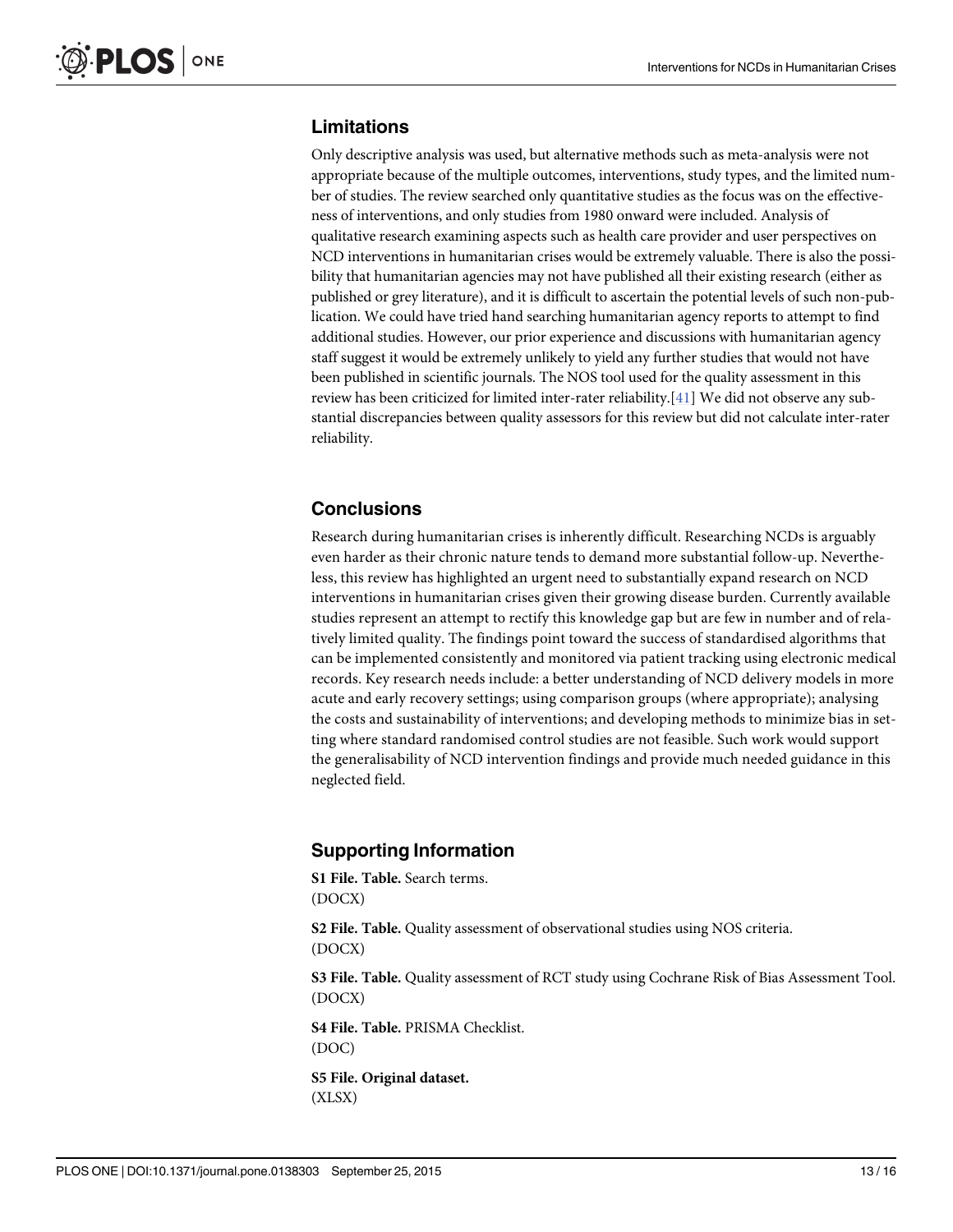## Limitations

Only descriptive analysis was used, but alternative methods such as meta-analysis were not appropriate because of the multiple outcomes, interventions, study types, and the limited number of studies. The review searched only quantitative studies as the focus was on the effectiveness of interventions, and only studies from 1980 onward were included. Analysis of qualitative research examining aspects such as health care provider and user perspectives on NCD interventions in humanitarian crises would be extremely valuable. There is also the possibility that humanitarian agencies may not have published all their existing research (either as published or grey literature), and it is difficult to ascertain the potential levels of such non-publication. We could have tried hand searching humanitarian agency reports to attempt to find additional studies. However, our prior experience and discussions with humanitarian agency staff suggest it would be extremely unlikely to yield any further studies that would not have been published in scientific journals. The NOS tool used for the quality assessment in this review has been criticized for limited inter-rater reliability.[41] We did not observe any substantial discrepancies between quality assessors for this review but did not calculate inter-rater reliability.

## Conclusions

Research during humanitarian crises is inherently difficult. Researching NCDs is arguably even harder as their chronic nature tends to demand more substantial follow-up. Nevertheless, this review has highlighted an urgent need to substantially expand research on NCD interventions in humanitarian crises given their growing disease burden. Currently available studies represent an attempt to rectify this knowledge gap but are few in number and of relatively limited quality. The findings point toward the success of standardised algorithms that can be implemented consistently and monitored via patient tracking using electronic medical records. Key research needs include: a better understanding of NCD delivery models in more acute and early recovery settings; using comparison groups (where appropriate); analysing the costs and sustainability of interventions; and developing methods to minimize bias in setting where standard randomised control studies are not feasible. Such work would support the generalisability of NCD intervention findings and provide much needed guidance in this neglected field.

## Supporting Information

**S1 File. Table.** Search terms.
(DOCX)

**S2 File. Table.** Quality assessment of observational studies using NOS criteria.
(DOCX)

**S3 File. Table.** Quality assessment of RCT study using Cochrane Risk of Bias Assessment Tool.
(DOCX)

**S4 File. Table.** PRISMA Checklist.
(DOC)

**S5 File. Original dataset.**
(XLSX)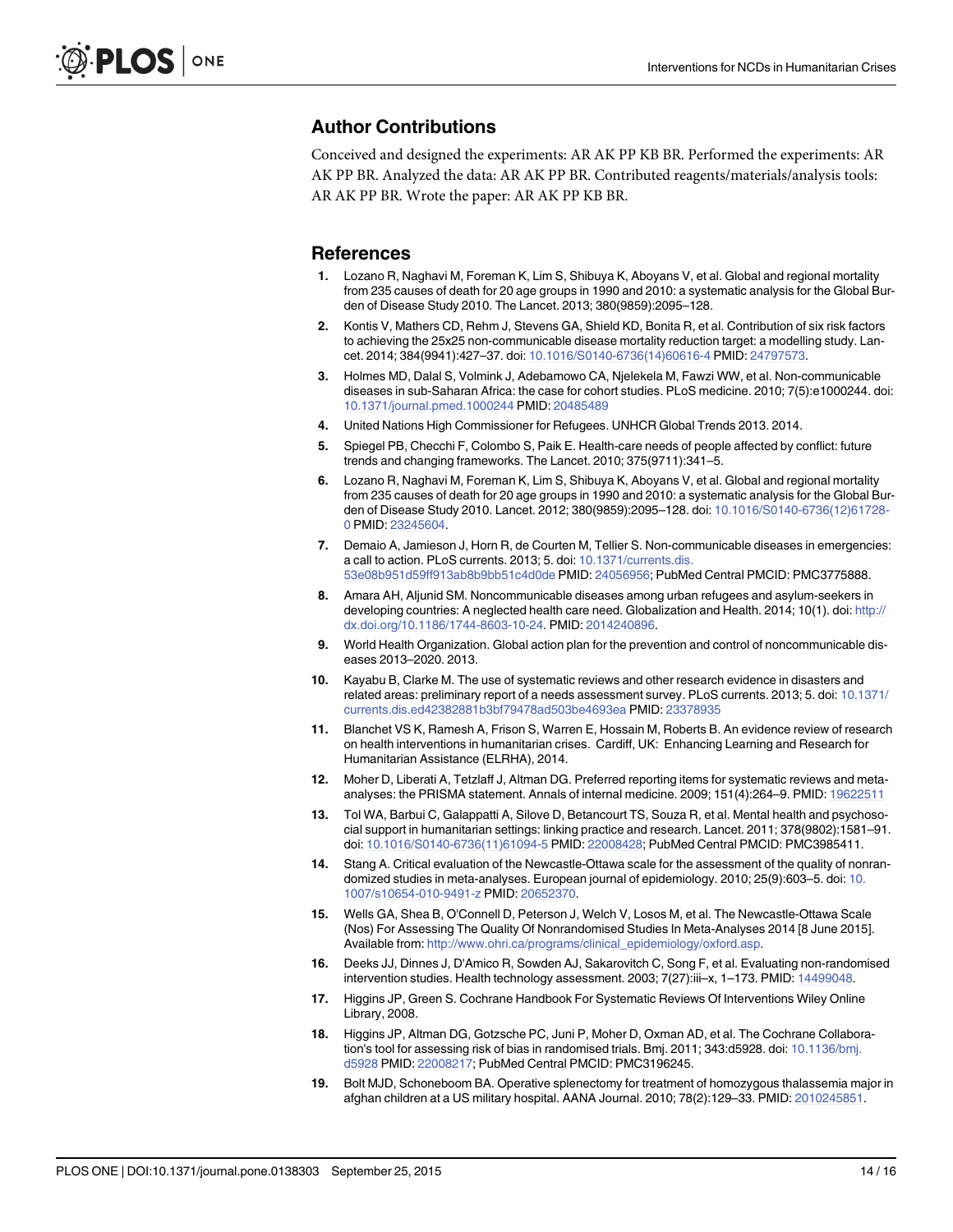## Author Contributions

Conceived and designed the experiments: AR AK PP KB BR. Performed the experiments: AR AK PP BR. Analyzed the data: AR AK PP BR. Contributed reagents/materials/analysis tools: AR AK PP BR. Wrote the paper: AR AK PP KB BR.

## References

1. Lozano R, Naghavi M, Foreman K, Lim S, Shibuya K, Aboyans V, et al. Global and regional mortality from 235 causes of death for 20 age groups in 1990 and 2010: a systematic analysis for the Global Burden of Disease Study 2010. The Lancet. 2013; 380(9859):2095–128.
2. Kontis V, Mathers CD, Rehm J, Stevens GA, Shield KD, Bonita R, et al. Contribution of six risk factors to achieving the 25x25 non-communicable disease mortality reduction target: a modelling study. Lancet. 2014; 384(9941):427–37. doi: 10.1016/S0140-6736(14)60616-4 PMID: 24797573.
3. Holmes MD, Dalal S, Volmink J, Adebamowo CA, Njelekela M, Fawzi WW, et al. Non-communicable diseases in sub-Saharan Africa: the case for cohort studies. PLoS medicine. 2010; 7(5):e1000244. doi: 10.1371/journal.pmed.1000244 PMID: 20485489
4. United Nations High Commissioner for Refugees. UNHCR Global Trends 2013. 2014.
5. Spiegel PB, Checchi F, Colombo S, Paik E. Health-care needs of people affected by conflict: future trends and changing frameworks. The Lancet. 2010; 375(9711):341–5.
6. Lozano R, Naghavi M, Foreman K, Lim S, Shibuya K, Aboyans V, et al. Global and regional mortality from 235 causes of death for 20 age groups in 1990 and 2010: a systematic analysis for the Global Burden of Disease Study 2010. Lancet. 2012; 380(9859):2095–128. doi: 10.1016/S0140-6736(12)61728-0 PMID: 23245604.
7. Demaio A, Jamieson J, Horn R, de Courten M, Tellier S. Non-communicable diseases in emergencies: a call to action. PLoS currents. 2013; 5. doi: 10.1371/currents.dis.53e08b951d59ff913ab8b9bb51c4d0de PMID: 24056956; PubMed Central PMCID: PMC3775888.
8. Amara AH, Aljunid SM. Noncommunicable diseases among urban refugees and asylum-seekers in developing countries: A neglected health care need. Globalization and Health. 2014; 10(1). doi: http://dx.doi.org/10.1186/1744-8603-10-24. PMID: 2014240896.
9. World Health Organization. Global action plan for the prevention and control of noncommunicable diseases 2013–2020. 2013.
10. Kayabu B, Clarke M. The use of systematic reviews and other research evidence in disasters and related areas: preliminary report of a needs assessment survey. PLoS currents. 2013; 5. doi: 10.1371/currents.dis.ed42382881b3bf79478ad503be4693ea PMID: 23378935
11. Blanchet VS K, Ramesh A, Frison S, Warren E, Hossain M, Roberts B. An evidence review of research on health interventions in humanitarian crises. Cardiff, UK: Enhancing Learning and Research for Humanitarian Assistance (ELRHA), 2014.
12. Moher D, Liberati A, Tetzlaff J, Altman DG. Preferred reporting items for systematic reviews and meta-analyses: the PRISMA statement. Annals of internal medicine. 2009; 151(4):264–9. PMID: 19622511
13. Tol WA, Barbui C, Galappatti A, Silove D, Betancourt TS, Souza R, et al. Mental health and psychosocial support in humanitarian settings: linking practice and research. Lancet. 2011; 378(9802):1581–91. doi: 10.1016/S0140-6736(11)61094-5 PMID: 22008428; PubMed Central PMCID: PMC3985411.
14. Stang A. Critical evaluation of the Newcastle-Ottawa scale for the assessment of the quality of nonrandomized studies in meta-analyses. European journal of epidemiology. 2010; 25(9):603–5. doi: 10.1007/s10654-010-9491-z PMID: 20652370.
15. Wells GA, Shea B, O'Connell D, Peterson J, Welch V, Losos M, et al. The Newcastle-Ottawa Scale (Nos) For Assessing The Quality Of Nonrandomised Studies In Meta-Analyses 2014 [8 June 2015]. Available from: http://www.ohri.ca/programs/clinical_epidemiology/oxford.asp.
16. Deeks JJ, Dinnes J, D'Amico R, Sowden AJ, Sakarovitch C, Song F, et al. Evaluating non-randomised intervention studies. Health technology assessment. 2003; 7(27):iii–x, 1–173. PMID: 14499048.
17. Higgins JP, Green S. Cochrane Handbook For Systematic Reviews Of Interventions Wiley Online Library, 2008.
18. Higgins JP, Altman DG, Gotzsche PC, Juni P, Moher D, Oxman AD, et al. The Cochrane Collaboration's tool for assessing risk of bias in randomised trials. Bmj. 2011; 343:d5928. doi: 10.1136/bmj.d5928 PMID: 22008217; PubMed Central PMCID: PMC3196245.
19. Bolt MJD, Schoneboom BA. Operative splenectomy for treatment of homozygous thalassemia major in afghan children at a US military hospital. AANA Journal. 2010; 78(2):129–33. PMID: 2010245851.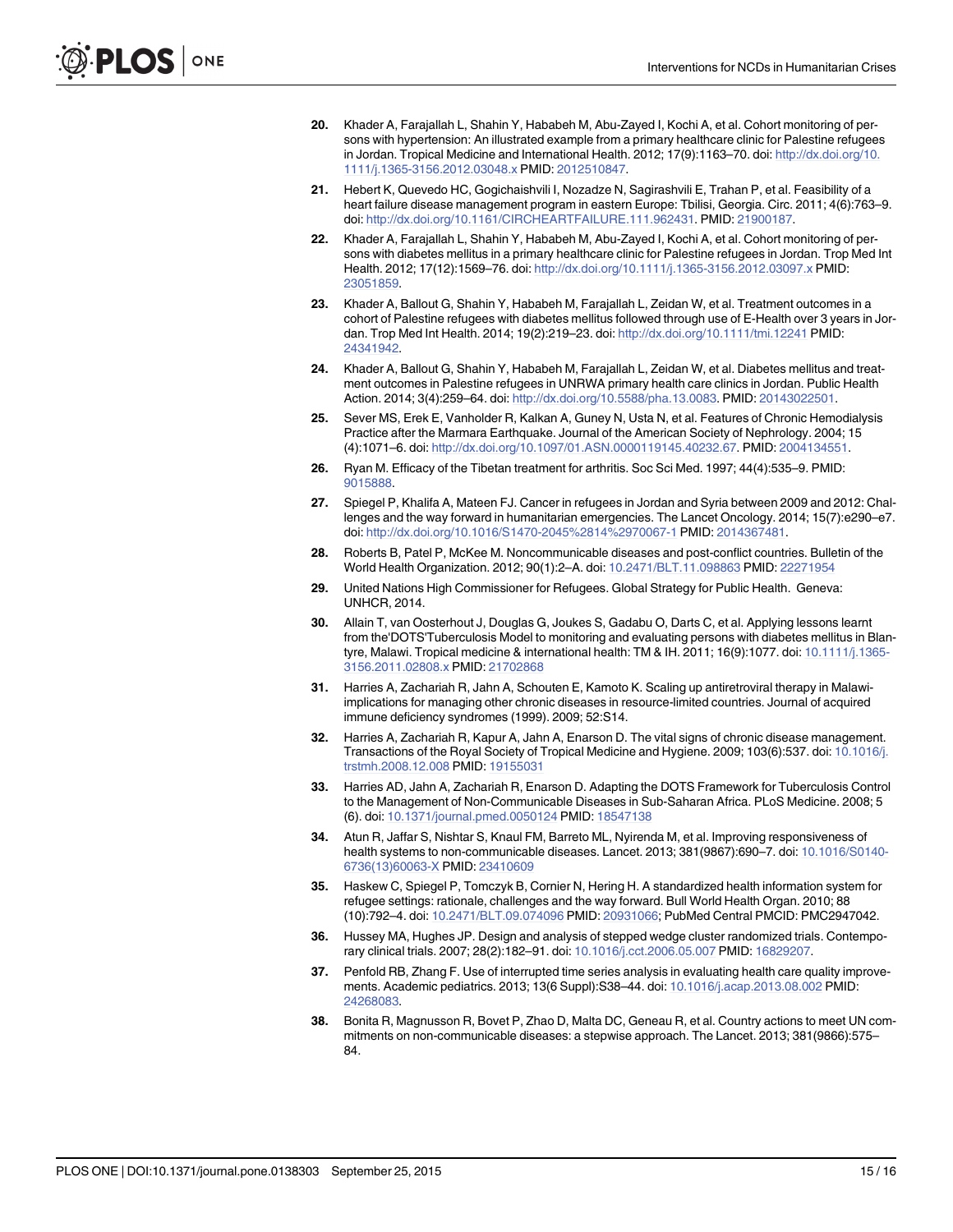20. Khader A, Farajallah L, Shahin Y, Hababeh M, Abu-Zayed I, Kochi A, et al. Cohort monitoring of persons with hypertension: An illustrated example from a primary healthcare clinic for Palestine refugees in Jordan. Tropical Medicine and International Health. 2012; 17(9):1163–70. doi: http://dx.doi.org/10.1111/j.1365-3156.2012.03048.x PMID: 2012510847.

21. Hebert K, Quevedo HC, Gogichaishvili I, Nozadze N, Sagirashvili E, Trahan P, et al. Feasibility of a heart failure disease management program in eastern Europe: Tbilisi, Georgia. Circ. 2011; 4(6):763–9. doi: http://dx.doi.org/10.1161/CIRCHEARTFAILURE.111.962431. PMID: 21900187.

22. Khader A, Farajallah L, Shahin Y, Hababeh M, Abu-Zayed I, Kochi A, et al. Cohort monitoring of persons with diabetes mellitus in a primary healthcare clinic for Palestine refugees in Jordan. Trop Med Int Health. 2012; 17(12):1569–76. doi: http://dx.doi.org/10.1111/j.1365-3156.2012.03097.x PMID: 23051859.

23. Khader A, Ballout G, Shahin Y, Hababeh M, Farajallah L, Zeidan W, et al. Treatment outcomes in a cohort of Palestine refugees with diabetes mellitus followed through use of E-Health over 3 years in Jordan. Trop Med Int Health. 2014; 19(2):219–23. doi: http://dx.doi.org/10.1111/tmi.12241 PMID: 24341942.

24. Khader A, Ballout G, Shahin Y, Hababeh M, Farajallah L, Zeidan W, et al. Diabetes mellitus and treatment outcomes in Palestine refugees in UNRWA primary health care clinics in Jordan. Public Health Action. 2014; 3(4):259–64. doi: http://dx.doi.org/10.5588/pha.13.0083. PMID: 20143022501.

25. Sever MS, Erek E, Vanholder R, Kalkan A, Guney N, Usta N, et al. Features of Chronic Hemodialysis Practice after the Marmara Earthquake. Journal of the American Society of Nephrology. 2004; 15 (4):1071–6. doi: http://dx.doi.org/10.1097/01.ASN.0000119145.40232.67. PMID: 2004134551.

26. Ryan M. Efficacy of the Tibetan treatment for arthritis. Soc Sci Med. 1997; 44(4):535–9. PMID: 9015888.

27. Spiegel P, Khalifa A, Mateen FJ. Cancer in refugees in Jordan and Syria between 2009 and 2012: Challenges and the way forward in humanitarian emergencies. The Lancet Oncology. 2014; 15(7):e290–e7. doi: http://dx.doi.org/10.1016/S1470-2045%2814%2970067-1 PMID: 2014367481.

28. Roberts B, Patel P, McKee M. Noncommunicable diseases and post-conflict countries. Bulletin of the World Health Organization. 2012; 90(1):2–A. doi: 10.2471/BLT.11.098863 PMID: 22271954

29. United Nations High Commissioner for Refugees. Global Strategy for Public Health. Geneva: UNHCR, 2014.

30. Allain T, van Oosterhout J, Douglas G, Joukes S, Gadabu O, Darts C, et al. Applying lessons learnt from the'DOTS'Tuberculosis Model to monitoring and evaluating persons with diabetes mellitus in Blantyre, Malawi. Tropical medicine & international health: TM & IH. 2011; 16(9):1077. doi: 10.1111/j.1365-3156.2011.02808.x PMID: 21702868

31. Harries A, Zachariah R, Jahn A, Schouten E, Kamoto K. Scaling up antiretroviral therapy in Malawi-implications for managing other chronic diseases in resource-limited countries. Journal of acquired immune deficiency syndromes (1999). 2009; 52:S14.

32. Harries A, Zachariah R, Kapur A, Jahn A, Enarson D. The vital signs of chronic disease management. Transactions of the Royal Society of Tropical Medicine and Hygiene. 2009; 103(6):537. doi: 10.1016/j.trstmh.2008.12.008 PMID: 19155031

33. Harries AD, Jahn A, Zachariah R, Enarson D. Adapting the DOTS Framework for Tuberculosis Control to the Management of Non-Communicable Diseases in Sub-Saharan Africa. PLoS Medicine. 2008; 5 (6). doi: 10.1371/journal.pmed.0050124 PMID: 18547138

34. Atun R, Jaffar S, Nishtar S, Knaul FM, Barreto ML, Nyirenda M, et al. Improving responsiveness of health systems to non-communicable diseases. Lancet. 2013; 381(9867):690–7. doi: 10.1016/S0140-6736(13)60063-X PMID: 23410609

35. Haskew C, Spiegel P, Tomczyk B, Cornier N, Hering H. A standardized health information system for refugee settings: rationale, challenges and the way forward. Bull World Health Organ. 2010; 88 (10):792–4. doi: 10.2471/BLT.09.074096 PMID: 20931066; PubMed Central PMCID: PMC2947042.

36. Hussey MA, Hughes JP. Design and analysis of stepped wedge cluster randomized trials. Contemporary clinical trials. 2007; 28(2):182–91. doi: 10.1016/j.cct.2006.05.007 PMID: 16829207.

37. Penfold RB, Zhang F. Use of interrupted time series analysis in evaluating health care quality improvements. Academic pediatrics. 2013; 13(6 Suppl):S38–44. doi: 10.1016/j.acap.2013.08.002 PMID: 24268083.

38. Bonita R, Magnusson R, Bovet P, Zhao D, Malta DC, Geneau R, et al. Country actions to meet UN commitments on non-communicable diseases: a stepwise approach. The Lancet. 2013; 381(9866):575–84.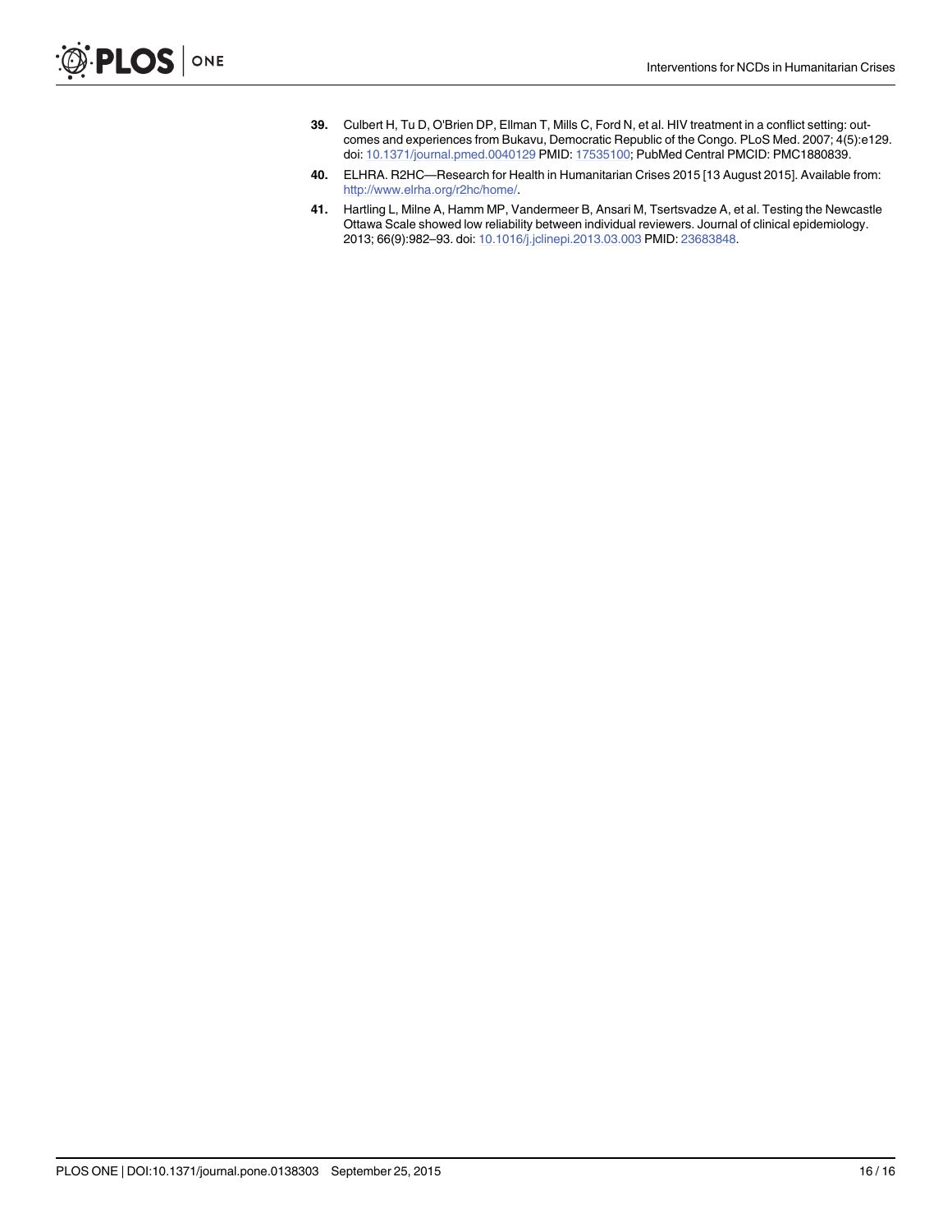39. Culbert H, Tu D, O'Brien DP, Ellman T, Mills C, Ford N, et al. HIV treatment in a conflict setting: outcomes and experiences from Bukavu, Democratic Republic of the Congo. PLoS Med. 2007; 4(5):e129. doi: 10.1371/journal.pmed.0040129 PMID: 17535100; PubMed Central PMCID: PMC1880839.

40. ELHRA. R2HC—Research for Health in Humanitarian Crises 2015 [13 August 2015]. Available from: http://www.elrha.org/r2hc/home/.

41. Hartling L, Milne A, Hamm MP, Vandermeer B, Ansari M, Tsertsvadze A, et al. Testing the Newcastle Ottawa Scale showed low reliability between individual reviewers. Journal of clinical epidemiology. 2013; 66(9):982–93. doi: 10.1016/j.jclinepi.2013.03.003 PMID: 23683848.